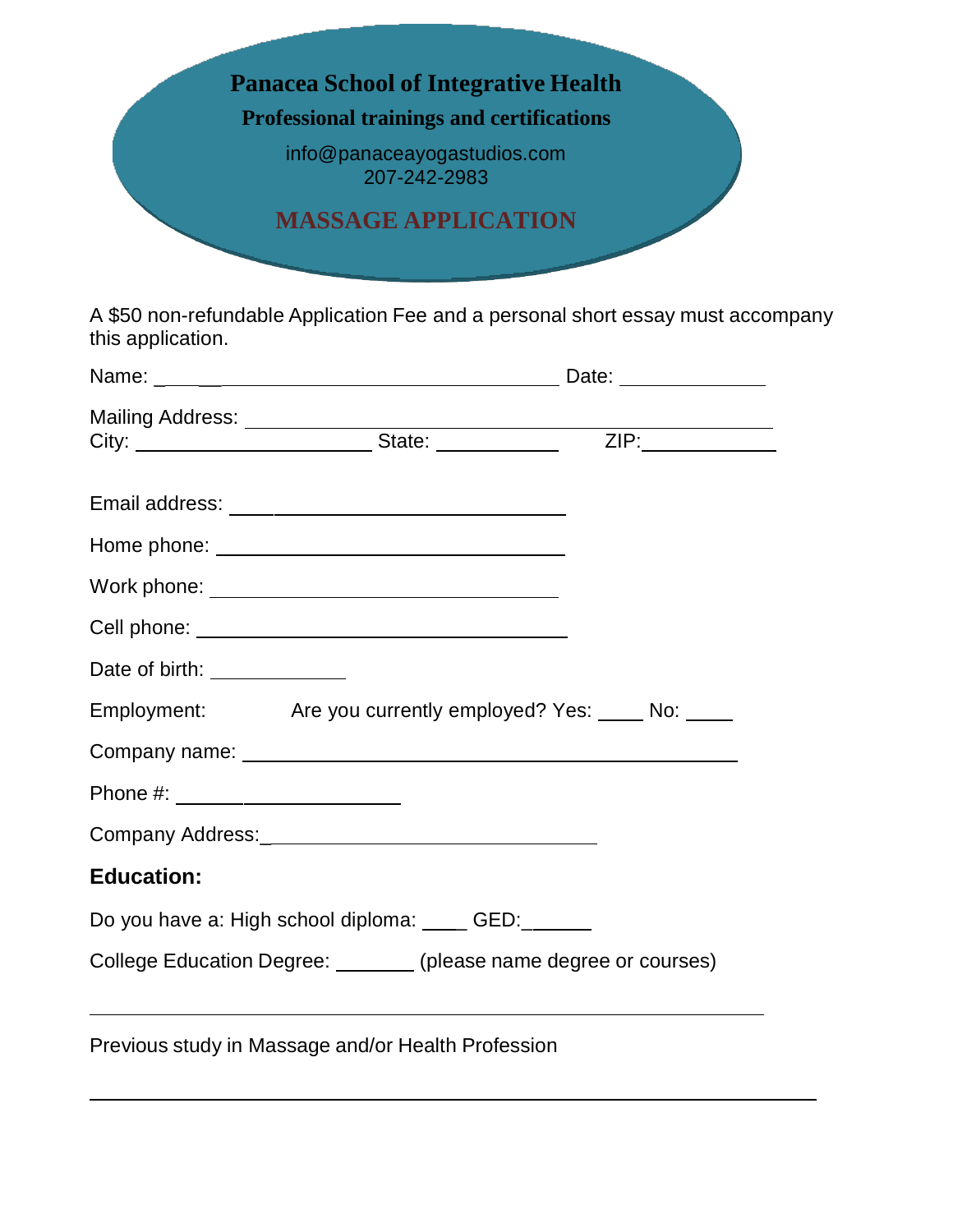# Panacea School of Integrative Health

**Professional trainings and certifications**

info@panaceayogastudios.com
207-242-2983

## MASSAGE APPLICATION

A $50 non-refundable Application Fee and a personal short essay must accompany this application.

Name: ________________________________________ Date: ______________

Mailing Address: ______________________________________________
City: ______________________ State: ___________ ZIP:____________

Email address: ______________________________

Home phone: ______________________________

Work phone: ______________________________

Cell phone: ______________________________

Date of birth: ____________

Employment: Are you currently employed? Yes: ____ No: ____

Company name: ______________________________________

Phone #: ____________________

Company Address:______________________________

### Education:

Do you have a: High school diploma: ____ GED:______

College Education Degree: _______ (please name degree or courses)

______________________________________________________________

Previous study in Massage and/or Health Profession

______________________________________________________________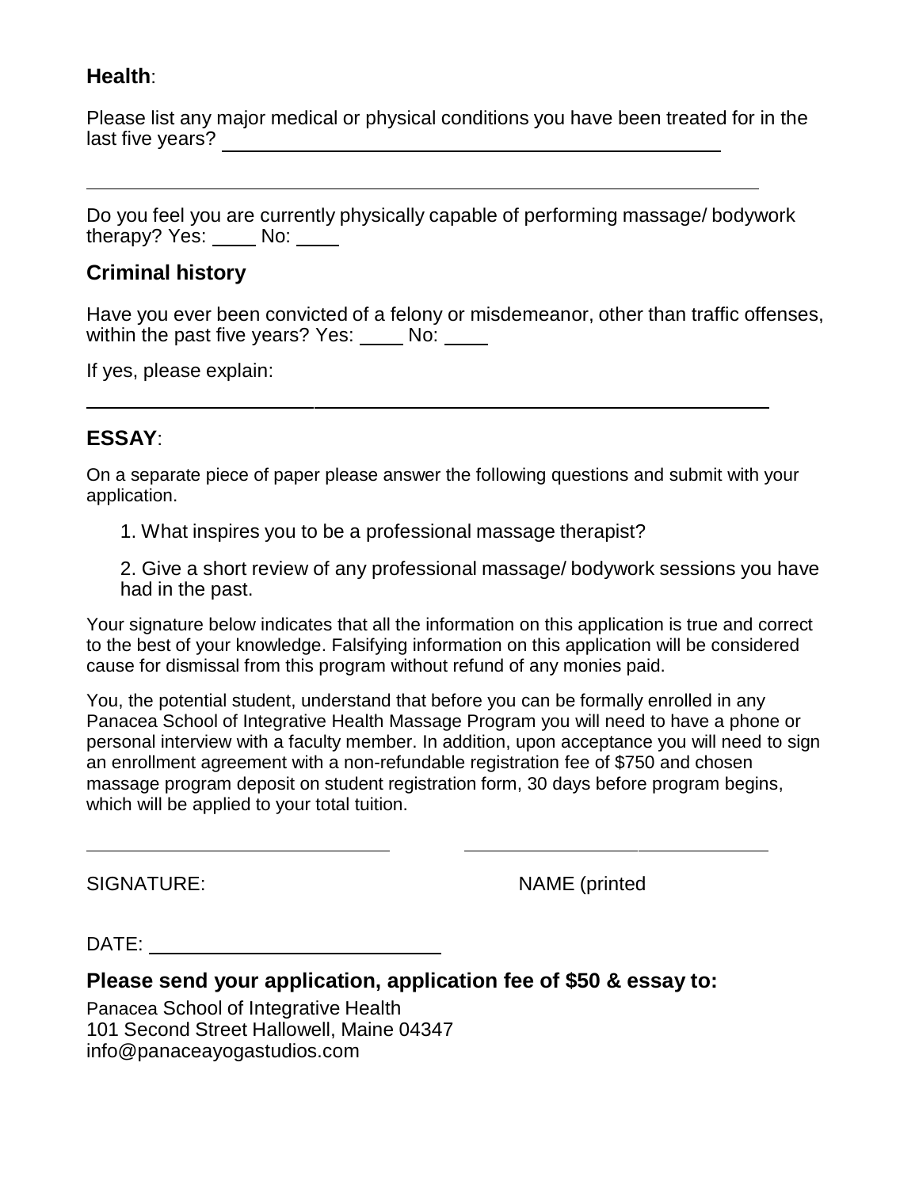**Health**:

Please list any major medical or physical conditions you have been treated for in the last five years? ________________________________________________

________________________________________________________________

Do you feel you are currently physically capable of performing massage/ bodywork therapy? Yes: ____ No: ____

## Criminal history

Have you ever been convicted of a felony or misdemeanor, other than traffic offenses, within the past five years? Yes: ____ No: ____

If yes, please explain:

________________________________________________________________

## ESSAY:

On a separate piece of paper please answer the following questions and submit with your application.

1. What inspires you to be a professional massage therapist?
2. Give a short review of any professional massage/ bodywork sessions you have had in the past.

Your signature below indicates that all the information on this application is true and correct to the best of your knowledge. Falsifying information on this application will be considered cause for dismissal from this program without refund of any monies paid.

You, the potential student, understand that before you can be formally enrolled in any Panacea School of Integrative Health Massage Program you will need to have a phone or personal interview with a faculty member. In addition, upon acceptance you will need to sign an enrollment agreement with a non-refundable registration fee of $750 and chosen massage program deposit on student registration form, 30 days before program begins, which will be applied to your total tuition.

______________________________ ______________________________

SIGNATURE: NAME (printed

DATE: ___________________________

### Please send your application, application fee of $50 & essay to:

Panacea School of Integrative Health
101 Second Street Hallowell, Maine 04347
info@panaceayogastudios.com